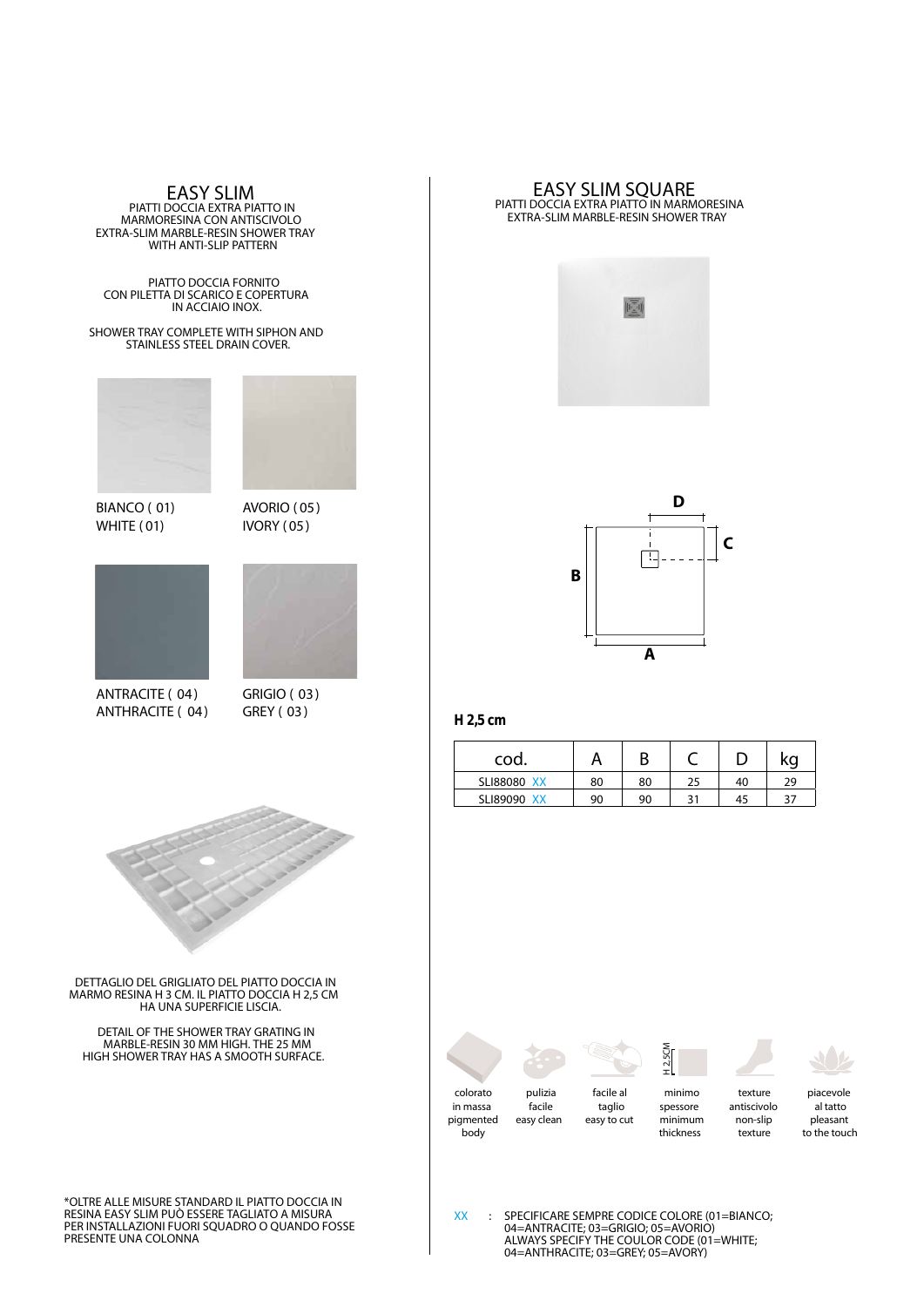# EASY SLIM

PIATTI DOCCIA EXTRA PIATTO IN MARMORESINA CON ANTISCIVOLO
EXTRA-SLIM MARBLE-RESIN SHOWER TRAY WITH ANTI-SLIP PATTERN

PIATTO DOCCIA FORNITO CON PILETTA DI SCARICO E COPERTURA IN ACCIAIO INOX.

SHOWER TRAY COMPLETE WITH SIPHON AND STAINLESS STEEL DRAIN COVER.

BIANCO ( 01)
WHITE ( 01)

AVORIO ( 05 )
IVORY ( 05 )

ANTRACITE ( 04 )
ANTHRACITE ( 04 )

GRIGIO ( 03 )
GREY ( 03 )

DETTAGLIO DEL GRIGLIATO DEL PIATTO DOCCIA IN MARMO RESINA H 3 CM. IL PIATTO DOCCIA H 2,5 CM HA UNA SUPERFICIE LISCIA.

DETAIL OF THE SHOWER TRAY GRATING IN MARBLE-RESIN 30 MM HIGH. THE 25 MM HIGH SHOWER TRAY HAS A SMOOTH SURFACE.

*OLTRE ALLE MISURE STANDARD IL PIATTO DOCCIA IN RESINA EASY SLIM PUÒ ESSERE TAGLIATO A MISURA PER INSTALLAZIONI FUORI SQUADRO O QUANDO FOSSE PRESENTE UNA COLONNA

# EASY SLIM SQUARE

PIATTI DOCCIA EXTRA PIATTO IN MARMORESINA
EXTRA-SLIM MARBLE-RESIN SHOWER TRAY

D C B A

**H 2,5 cm**

| cod. | A | B | C | D | kg |
|---|---|---|---|---|---|
| SLI88080 XX | 80 | 80 | 25 | 40 | 29 |
| SLI89090 XX | 90 | 90 | 31 | 45 | 37 |

colorato in massa / pigmented body

pulizia facile / easy clean

facile al taglio / easy to cut

H 2,5CM — minimo spessore / minimum thickness

texture antiscivolo / non-slip texture

piacevole al tatto / pleasant to the touch

XX : SPECIFICARE SEMPRE CODICE COLORE (01=BIANCO; 04=ANTRACITE; 03=GRIGIO; 05=AVORIO)
ALWAYS SPECIFY THE COULOR CODE (01=WHITE; 04=ANTHRACITE; 03=GREY; 05=AVORY)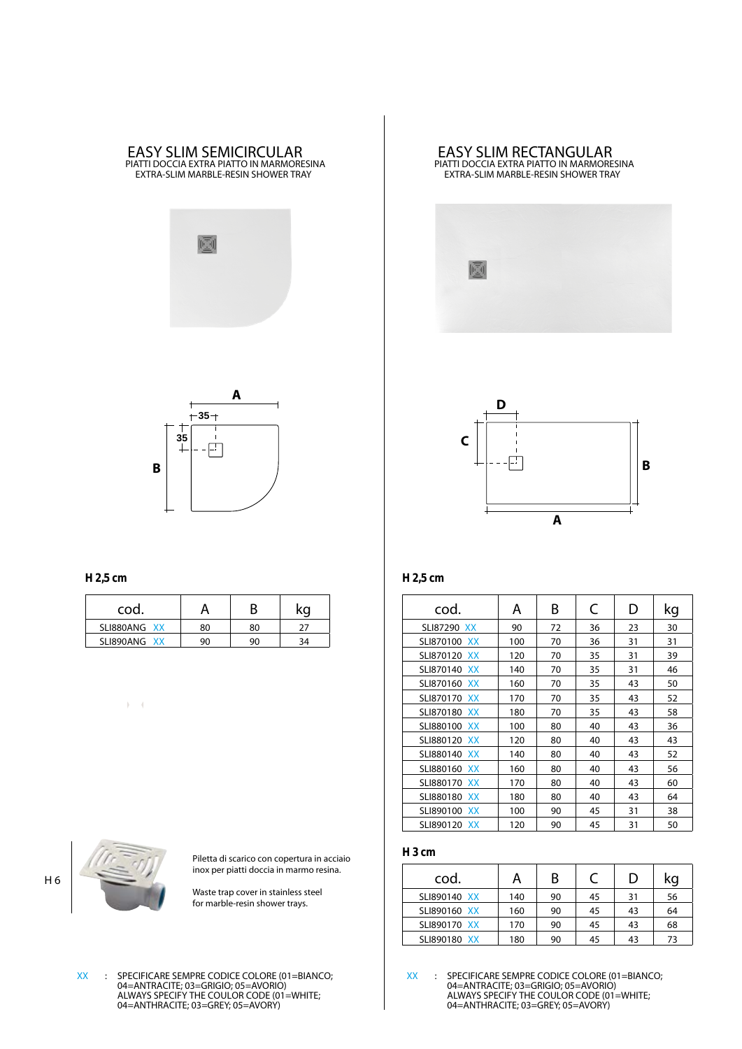## EASY SLIM SEMICIRCULAR

PIATTI DOCCIA EXTRA PIATTO IN MARMORESINA
EXTRA-SLIM MARBLE-RESIN SHOWER TRAY

A
35
35
B

**H 2,5 cm**

| cod. | A | B | kg |
|---|---|---|---|
| SLI880ANG XX | 80 | 80 | 27 |
| SLI890ANG XX | 90 | 90 | 34 |

H 6

Piletta di scarico con copertura in acciaio inox per piatti doccia in marmo resina.

Waste trap cover in stainless steel for marble-resin shower trays.

XX : SPECIFICARE SEMPRE CODICE COLORE (01=BIANCO; 04=ANTRACITE; 03=GRIGIO; 05=AVORIO)
ALWAYS SPECIFY THE COULOR CODE (01=WHITE; 04=ANTHRACITE; 03=GREY; 05=AVORY)

## EASY SLIM RECTANGULAR

PIATTI DOCCIA EXTRA PIATTO IN MARMORESINA
EXTRA-SLIM MARBLE-RESIN SHOWER TRAY

D
C
B
A

**H 2,5 cm**

| cod. | A | B | C | D | kg |
|---|---|---|---|---|---|
| SLI87290 XX | 90 | 72 | 36 | 23 | 30 |
| SLI870100 XX | 100 | 70 | 36 | 31 | 31 |
| SLI870120 XX | 120 | 70 | 35 | 31 | 39 |
| SLI870140 XX | 140 | 70 | 35 | 31 | 46 |
| SLI870160 XX | 160 | 70 | 35 | 43 | 50 |
| SLI870170 XX | 170 | 70 | 35 | 43 | 52 |
| SLI870180 XX | 180 | 70 | 35 | 43 | 58 |
| SLI880100 XX | 100 | 80 | 40 | 43 | 36 |
| SLI880120 XX | 120 | 80 | 40 | 43 | 43 |
| SLI880140 XX | 140 | 80 | 40 | 43 | 52 |
| SLI880160 XX | 160 | 80 | 40 | 43 | 56 |
| SLI880170 XX | 170 | 80 | 40 | 43 | 60 |
| SLI880180 XX | 180 | 80 | 40 | 43 | 64 |
| SLI890100 XX | 100 | 90 | 45 | 31 | 38 |
| SLI890120 XX | 120 | 90 | 45 | 31 | 50 |

**H 3 cm**

| cod. | A | B | C | D | kg |
|---|---|---|---|---|---|
| SLI890140 XX | 140 | 90 | 45 | 31 | 56 |
| SLI890160 XX | 160 | 90 | 45 | 43 | 64 |
| SLI890170 XX | 170 | 90 | 45 | 43 | 68 |
| SLI890180 XX | 180 | 90 | 45 | 43 | 73 |

XX : SPECIFICARE SEMPRE CODICE COLORE (01=BIANCO; 04=ANTRACITE; 03=GRIGIO; 05=AVORIO)
ALWAYS SPECIFY THE COULOR CODE (01=WHITE; 04=ANTHRACITE; 03=GREY; 05=AVORY)